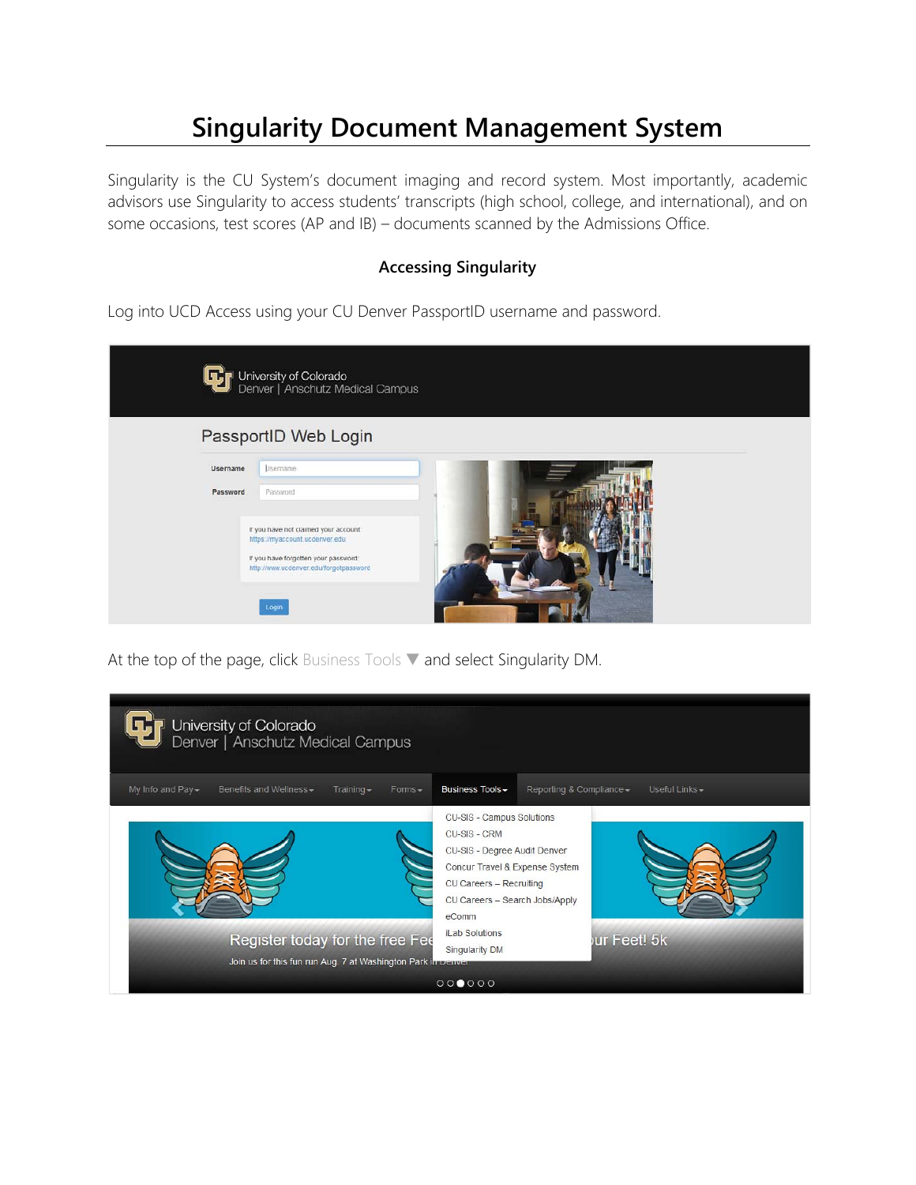# Singularity Document Management System

Singularity is the CU System's document imaging and record system. Most importantly, academic advisors use Singularity to access students' transcripts (high school, college, and international), and on some occasions, test scores (AP and IB) – documents scanned by the Admissions Office.

### Accessing Singularity

Log into UCD Access using your CU Denver PassportID username and password.

At the top of the page, click Business Tools ▼ and select Singularity DM.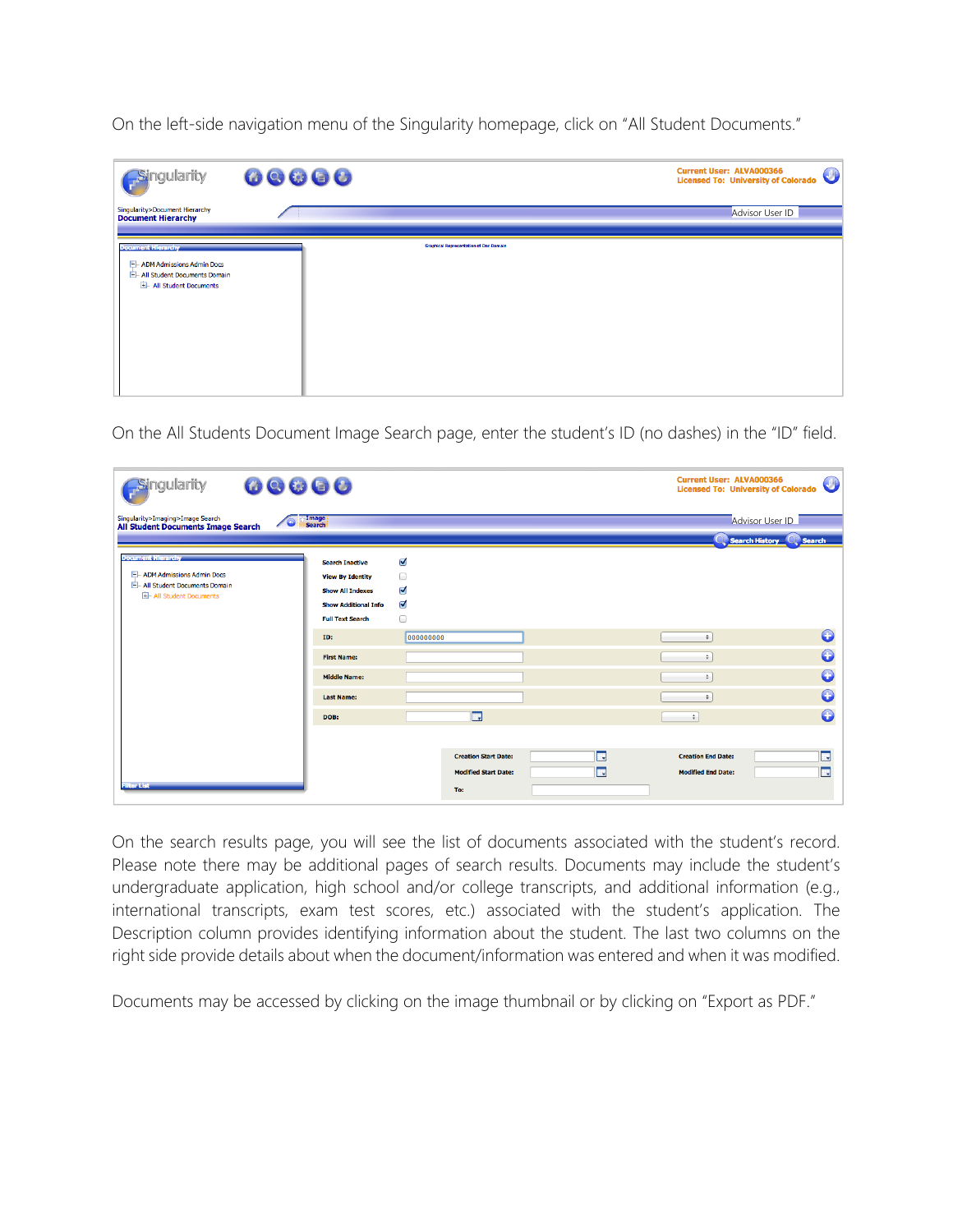On the left-side navigation menu of the Singularity homepage, click on "All Student Documents."

On the All Students Document Image Search page, enter the student's ID (no dashes) in the "ID" field.

On the search results page, you will see the list of documents associated with the student's record. Please note there may be additional pages of search results. Documents may include the student's undergraduate application, high school and/or college transcripts, and additional information (e.g., international transcripts, exam test scores, etc.) associated with the student's application. The Description column provides identifying information about the student. The last two columns on the right side provide details about when the document/information was entered and when it was modified.

Documents may be accessed by clicking on the image thumbnail or by clicking on "Export as PDF."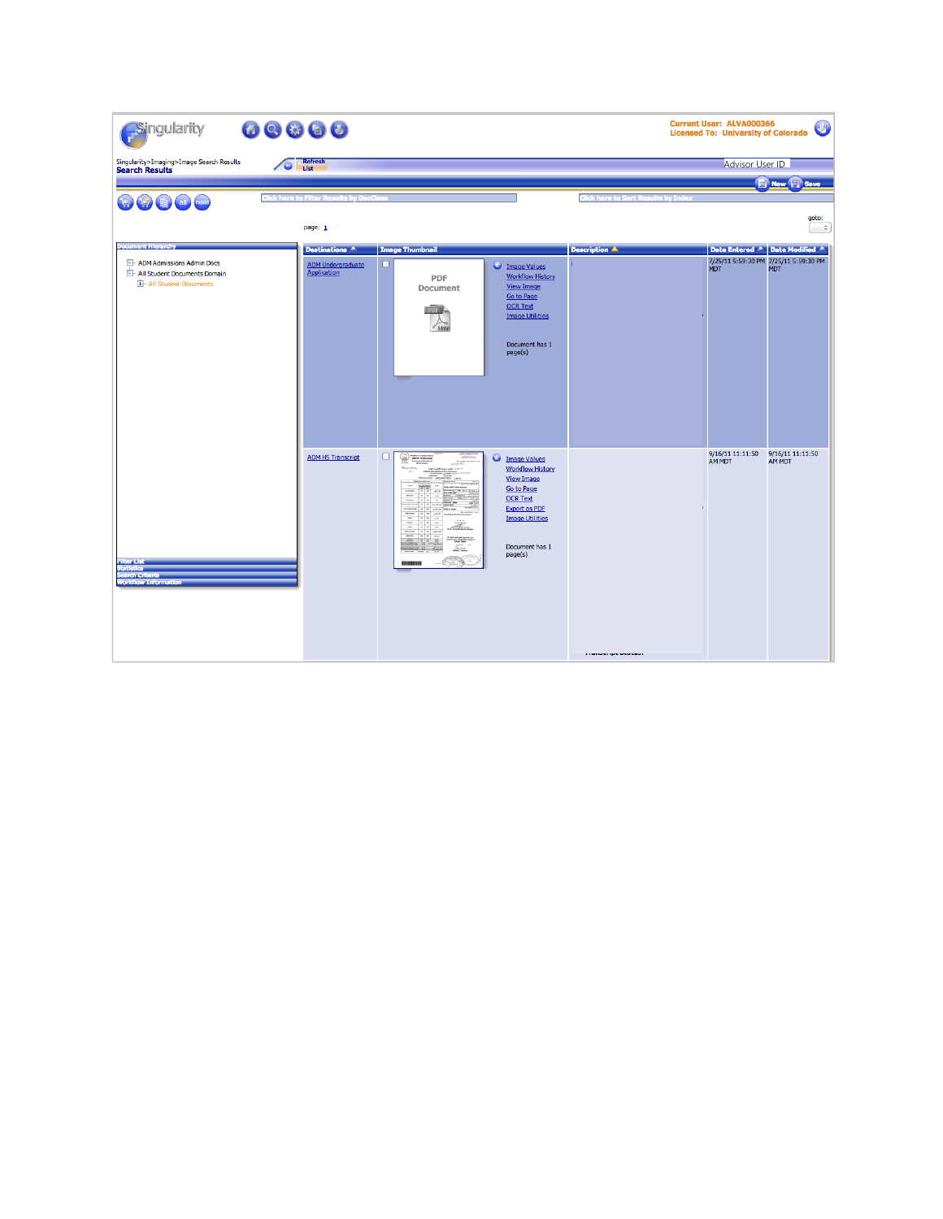Singularity

Current User: ALVA000366
Licensed To: University of Colorado

Singularity>Imaging>Image Search Results
**Search Results**

Refresh List

Advisor User ID

New Save

all none

Click here to Filter Results by DocClass

Click here to Sort Results by Index

goto:

page: 1

Document Hierarchy

- ADM Admissions Admin Docs
- All Student Documents Domain
  - All Student Documents

Filter List
Statistics
Search Criteria
Workflow Information

| Destinations | Image Thumbnail | | Description | Date Entered | Date Modified |
|---|---|---|---|---|---|
| ADM Undergraduate Application | PDF Document | Image Values<br>Workflow History<br>View Image<br>Go to Page<br>OCR Text<br>Image Utilities<br><br>Document has 1 page(s) | | 7/25/11 5:59:30 PM MDT | 7/25/11 5:59:30 PM MDT |
| ADM HS Transcript | | Image Values<br>Workflow History<br>View Image<br>Go to Page<br>OCR Text<br>Export as PDF<br>Image Utilities<br><br>Document has 1 page(s) | | 9/16/11 11:11:50 AM MDT | 9/16/11 11:11:50 AM MDT |